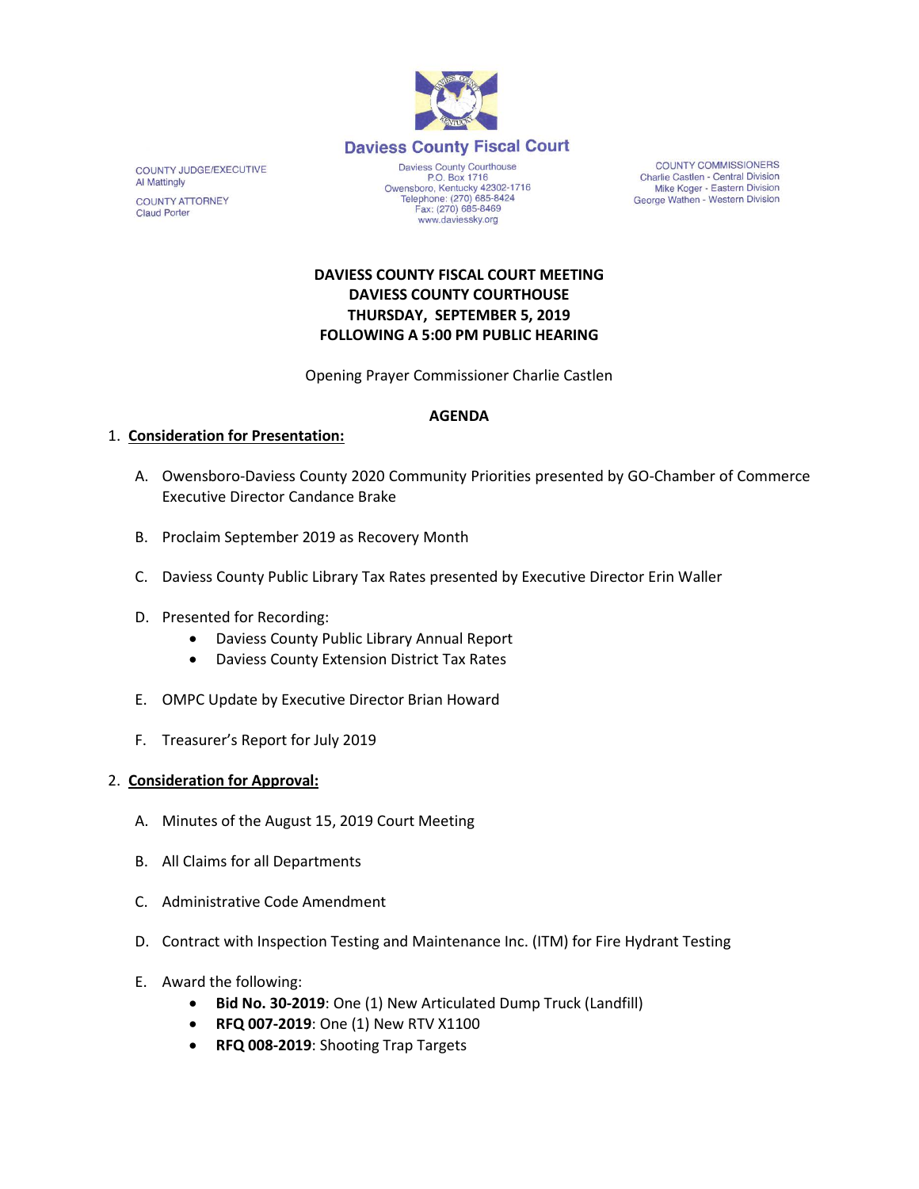**Daviess County Fiscal Court**

COUNTY JUDGE/EXECUTIVE
Al Mattingly

COUNTY ATTORNEY
Claud Porter

Daviess County Courthouse
P.O. Box 1716
Owensboro, Kentucky 42302-1716
Telephone: (270) 685-8424
Fax: (270) 685-8469
www.daviessky.org

COUNTY COMMISSIONERS
Charlie Castlen - Central Division
Mike Koger - Eastern Division
George Wathen - Western Division

**DAVIESS COUNTY FISCAL COURT MEETING**
**DAVIESS COUNTY COURTHOUSE**
**THURSDAY, SEPTEMBER 5, 2019**
**FOLLOWING A 5:00 PM PUBLIC HEARING**

Opening Prayer Commissioner Charlie Castlen

**AGENDA**

1. **Consideration for Presentation:**

   A. Owensboro-Daviess County 2020 Community Priorities presented by GO-Chamber of Commerce Executive Director Candance Brake

   B. Proclaim September 2019 as Recovery Month

   C. Daviess County Public Library Tax Rates presented by Executive Director Erin Waller

   D. Presented for Recording:
      - Daviess County Public Library Annual Report
      - Daviess County Extension District Tax Rates

   E. OMPC Update by Executive Director Brian Howard

   F. Treasurer's Report for July 2019

2. **Consideration for Approval:**

   A. Minutes of the August 15, 2019 Court Meeting

   B. All Claims for all Departments

   C. Administrative Code Amendment

   D. Contract with Inspection Testing and Maintenance Inc. (ITM) for Fire Hydrant Testing

   E. Award the following:
      - **Bid No. 30-2019**: One (1) New Articulated Dump Truck (Landfill)
      - **RFQ 007-2019**: One (1) New RTV X1100
      - **RFQ 008-2019**: Shooting Trap Targets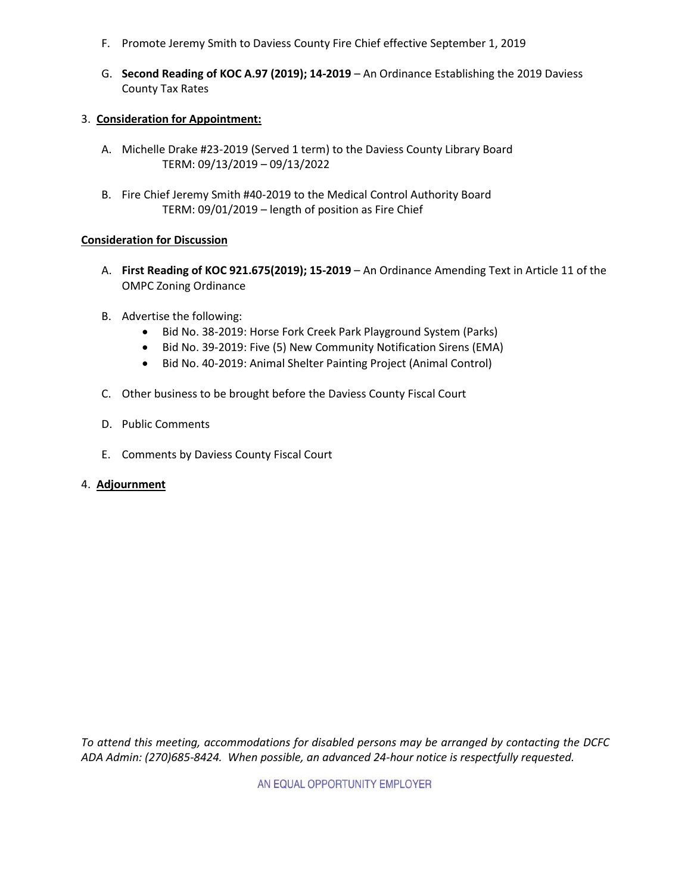F. Promote Jeremy Smith to Daviess County Fire Chief effective September 1, 2019

G. **Second Reading of KOC A.97 (2019); 14-2019** – An Ordinance Establishing the 2019 Daviess County Tax Rates

3. **Consideration for Appointment:**

A. Michelle Drake #23-2019 (Served 1 term) to the Daviess County Library Board
TERM: 09/13/2019 – 09/13/2022

B. Fire Chief Jeremy Smith #40-2019 to the Medical Control Authority Board
TERM: 09/01/2019 – length of position as Fire Chief

**Consideration for Discussion**

A. **First Reading of KOC 921.675(2019); 15-2019** – An Ordinance Amending Text in Article 11 of the OMPC Zoning Ordinance

B. Advertise the following:
- Bid No. 38-2019: Horse Fork Creek Park Playground System (Parks)
- Bid No. 39-2019: Five (5) New Community Notification Sirens (EMA)
- Bid No. 40-2019: Animal Shelter Painting Project (Animal Control)

C. Other business to be brought before the Daviess County Fiscal Court

D. Public Comments

E. Comments by Daviess County Fiscal Court

4. **Adjournment**

*To attend this meeting, accommodations for disabled persons may be arranged by contacting the DCFC ADA Admin: (270)685-8424. When possible, an advanced 24-hour notice is respectfully requested.*

AN EQUAL OPPORTUNITY EMPLOYER